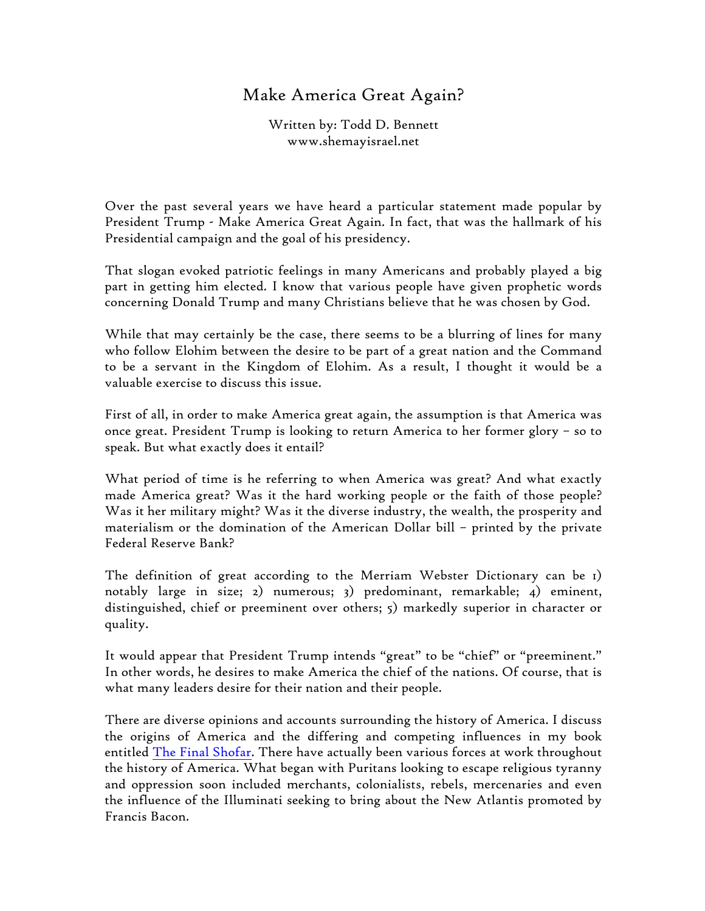# Make America Great Again?

Written by: Todd D. Bennett
www.shemayisrael.net

Over the past several years we have heard a particular statement made popular by President Trump - Make America Great Again. In fact, that was the hallmark of his Presidential campaign and the goal of his presidency.

That slogan evoked patriotic feelings in many Americans and probably played a big part in getting him elected. I know that various people have given prophetic words concerning Donald Trump and many Christians believe that he was chosen by God.

While that may certainly be the case, there seems to be a blurring of lines for many who follow Elohim between the desire to be part of a great nation and the Command to be a servant in the Kingdom of Elohim. As a result, I thought it would be a valuable exercise to discuss this issue.

First of all, in order to make America great again, the assumption is that America was once great. President Trump is looking to return America to her former glory – so to speak. But what exactly does it entail?

What period of time is he referring to when America was great? And what exactly made America great? Was it the hard working people or the faith of those people? Was it her military might? Was it the diverse industry, the wealth, the prosperity and materialism or the domination of the American Dollar bill – printed by the private Federal Reserve Bank?

The definition of great according to the Merriam Webster Dictionary can be 1) notably large in size; 2) numerous; 3) predominant, remarkable; 4) eminent, distinguished, chief or preeminent over others; 5) markedly superior in character or quality.

It would appear that President Trump intends "great" to be "chief" or "preeminent." In other words, he desires to make America the chief of the nations. Of course, that is what many leaders desire for their nation and their people.

There are diverse opinions and accounts surrounding the history of America. I discuss the origins of America and the differing and competing influences in my book entitled The Final Shofar. There have actually been various forces at work throughout the history of America. What began with Puritans looking to escape religious tyranny and oppression soon included merchants, colonialists, rebels, mercenaries and even the influence of the Illuminati seeking to bring about the New Atlantis promoted by Francis Bacon.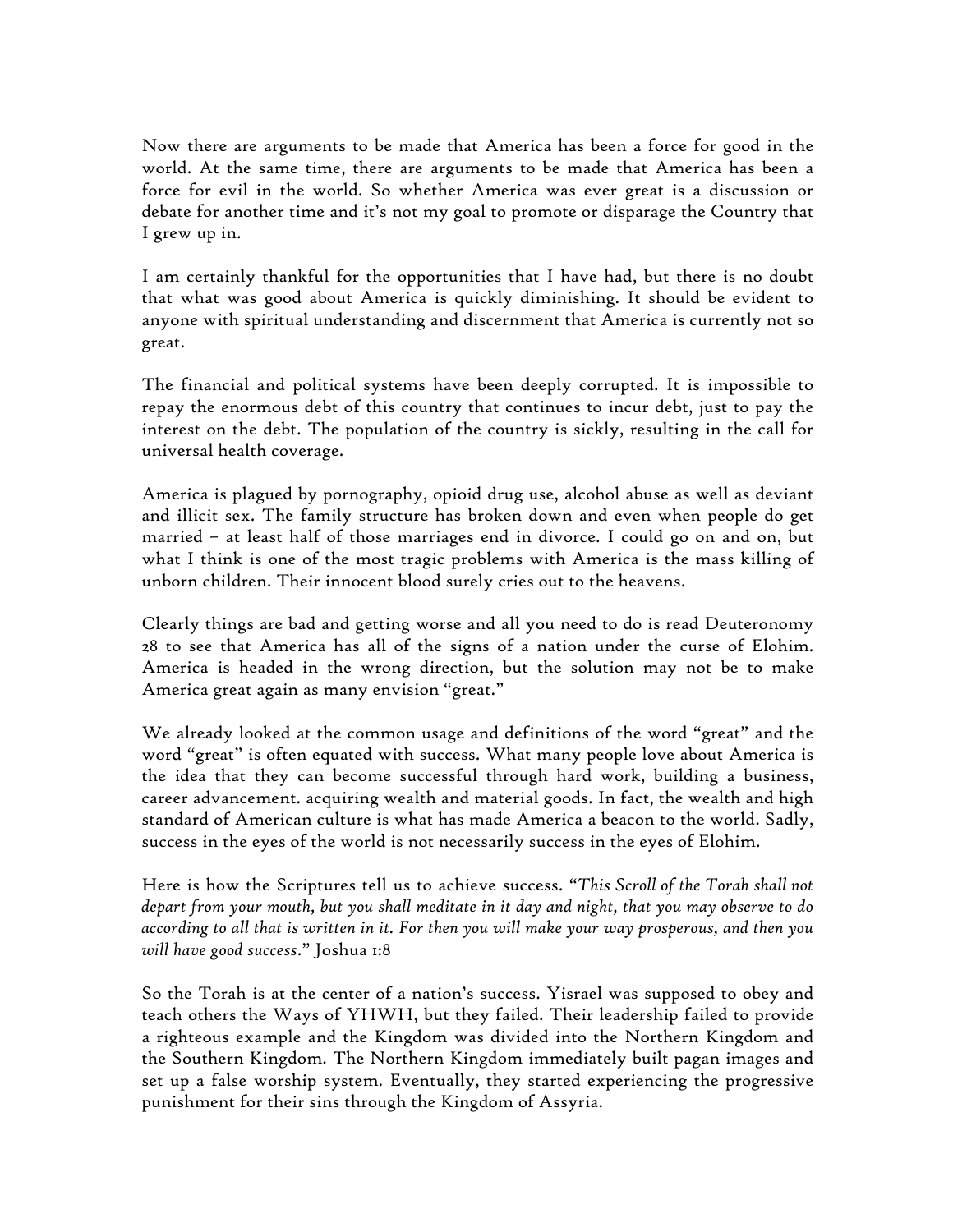Now there are arguments to be made that America has been a force for good in the world. At the same time, there are arguments to be made that America has been a force for evil in the world. So whether America was ever great is a discussion or debate for another time and it's not my goal to promote or disparage the Country that I grew up in.

I am certainly thankful for the opportunities that I have had, but there is no doubt that what was good about America is quickly diminishing. It should be evident to anyone with spiritual understanding and discernment that America is currently not so great.

The financial and political systems have been deeply corrupted. It is impossible to repay the enormous debt of this country that continues to incur debt, just to pay the interest on the debt. The population of the country is sickly, resulting in the call for universal health coverage.

America is plagued by pornography, opioid drug use, alcohol abuse as well as deviant and illicit sex. The family structure has broken down and even when people do get married – at least half of those marriages end in divorce. I could go on and on, but what I think is one of the most tragic problems with America is the mass killing of unborn children. Their innocent blood surely cries out to the heavens.

Clearly things are bad and getting worse and all you need to do is read Deuteronomy 28 to see that America has all of the signs of a nation under the curse of Elohim. America is headed in the wrong direction, but the solution may not be to make America great again as many envision "great."

We already looked at the common usage and definitions of the word "great" and the word "great" is often equated with success. What many people love about America is the idea that they can become successful through hard work, building a business, career advancement. acquiring wealth and material goods. In fact, the wealth and high standard of American culture is what has made America a beacon to the world. Sadly, success in the eyes of the world is not necessarily success in the eyes of Elohim.

Here is how the Scriptures tell us to achieve success. "*This Scroll of the Torah shall not depart from your mouth, but you shall meditate in it day and night, that you may observe to do according to all that is written in it. For then you will make your way prosperous, and then you will have good success*." Joshua 1:8

So the Torah is at the center of a nation's success. Yisrael was supposed to obey and teach others the Ways of YHWH, but they failed. Their leadership failed to provide a righteous example and the Kingdom was divided into the Northern Kingdom and the Southern Kingdom. The Northern Kingdom immediately built pagan images and set up a false worship system. Eventually, they started experiencing the progressive punishment for their sins through the Kingdom of Assyria.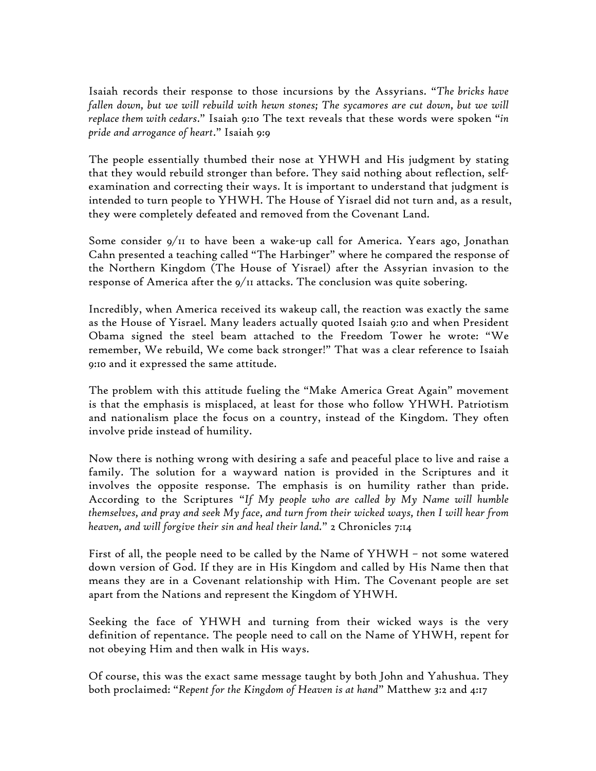Isaiah records their response to those incursions by the Assyrians. "*The bricks have fallen down, but we will rebuild with hewn stones; The sycamores are cut down, but we will replace them with cedars*." Isaiah 9:10 The text reveals that these words were spoken "*in pride and arrogance of heart*." Isaiah 9:9

The people essentially thumbed their nose at YHWH and His judgment by stating that they would rebuild stronger than before. They said nothing about reflection, self-examination and correcting their ways. It is important to understand that judgment is intended to turn people to YHWH. The House of Yisrael did not turn and, as a result, they were completely defeated and removed from the Covenant Land.

Some consider 9/11 to have been a wake-up call for America. Years ago, Jonathan Cahn presented a teaching called "The Harbinger" where he compared the response of the Northern Kingdom (The House of Yisrael) after the Assyrian invasion to the response of America after the 9/11 attacks. The conclusion was quite sobering.

Incredibly, when America received its wakeup call, the reaction was exactly the same as the House of Yisrael. Many leaders actually quoted Isaiah 9:10 and when President Obama signed the steel beam attached to the Freedom Tower he wrote: "We remember, We rebuild, We come back stronger!" That was a clear reference to Isaiah 9:10 and it expressed the same attitude.

The problem with this attitude fueling the "Make America Great Again" movement is that the emphasis is misplaced, at least for those who follow YHWH. Patriotism and nationalism place the focus on a country, instead of the Kingdom. They often involve pride instead of humility.

Now there is nothing wrong with desiring a safe and peaceful place to live and raise a family. The solution for a wayward nation is provided in the Scriptures and it involves the opposite response. The emphasis is on humility rather than pride. According to the Scriptures "*If My people who are called by My Name will humble themselves, and pray and seek My face, and turn from their wicked ways, then I will hear from heaven, and will forgive their sin and heal their land.*" 2 Chronicles 7:14

First of all, the people need to be called by the Name of YHWH – not some watered down version of God. If they are in His Kingdom and called by His Name then that means they are in a Covenant relationship with Him. The Covenant people are set apart from the Nations and represent the Kingdom of YHWH.

Seeking the face of YHWH and turning from their wicked ways is the very definition of repentance. The people need to call on the Name of YHWH, repent for not obeying Him and then walk in His ways.

Of course, this was the exact same message taught by both John and Yahushua. They both proclaimed: "*Repent for the Kingdom of Heaven is at hand*" Matthew 3:2 and 4:17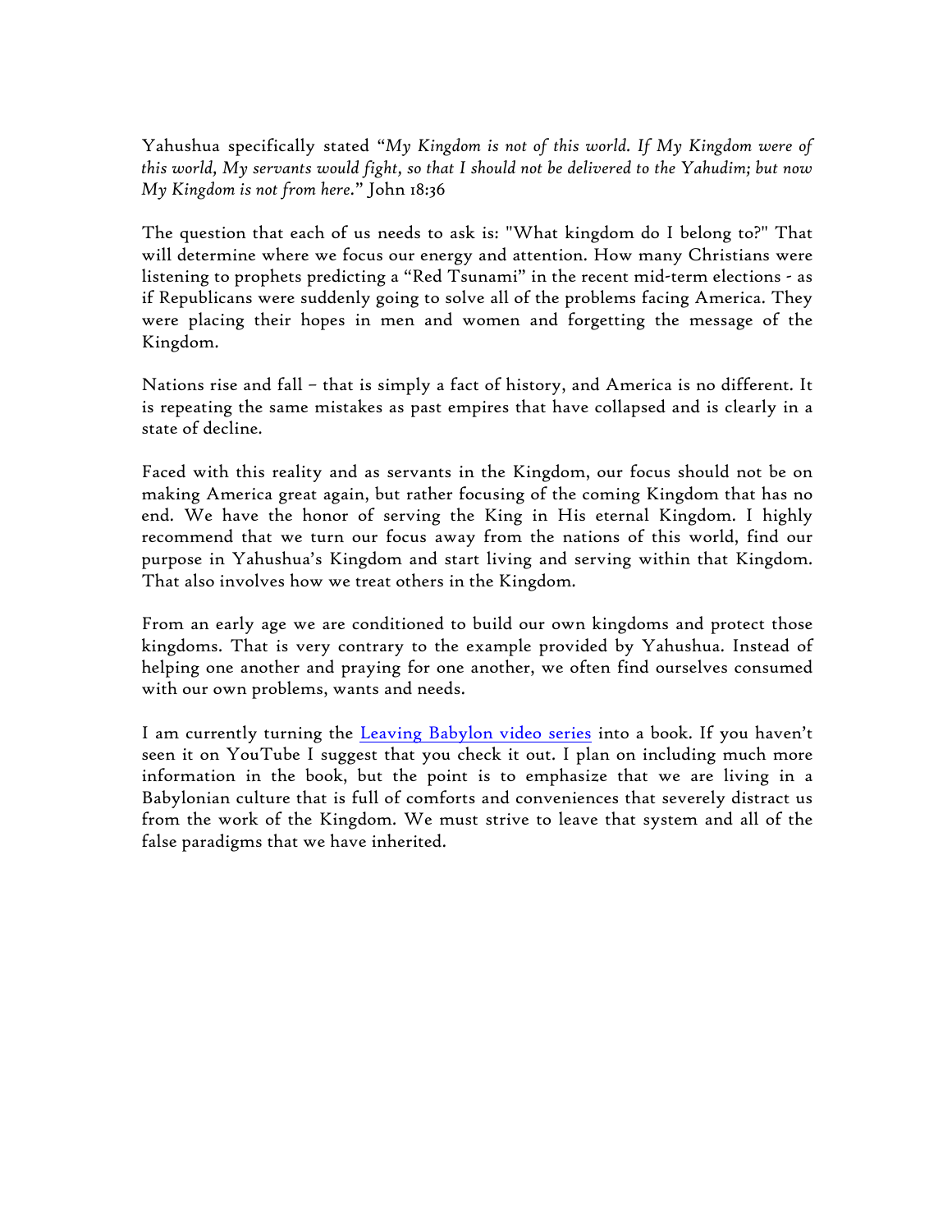Yahushua specifically stated "*My Kingdom is not of this world. If My Kingdom were of this world, My servants would fight, so that I should not be delivered to the Yahudim; but now My Kingdom is not from here*." John 18:36

The question that each of us needs to ask is: "What kingdom do I belong to?" That will determine where we focus our energy and attention. How many Christians were listening to prophets predicting a "Red Tsunami" in the recent mid-term elections - as if Republicans were suddenly going to solve all of the problems facing America. They were placing their hopes in men and women and forgetting the message of the Kingdom.

Nations rise and fall – that is simply a fact of history, and America is no different. It is repeating the same mistakes as past empires that have collapsed and is clearly in a state of decline.

Faced with this reality and as servants in the Kingdom, our focus should not be on making America great again, but rather focusing of the coming Kingdom that has no end. We have the honor of serving the King in His eternal Kingdom. I highly recommend that we turn our focus away from the nations of this world, find our purpose in Yahushua's Kingdom and start living and serving within that Kingdom. That also involves how we treat others in the Kingdom.

From an early age we are conditioned to build our own kingdoms and protect those kingdoms. That is very contrary to the example provided by Yahushua. Instead of helping one another and praying for one another, we often find ourselves consumed with our own problems, wants and needs.

I am currently turning the Leaving Babylon video series into a book. If you haven't seen it on YouTube I suggest that you check it out. I plan on including much more information in the book, but the point is to emphasize that we are living in a Babylonian culture that is full of comforts and conveniences that severely distract us from the work of the Kingdom. We must strive to leave that system and all of the false paradigms that we have inherited.